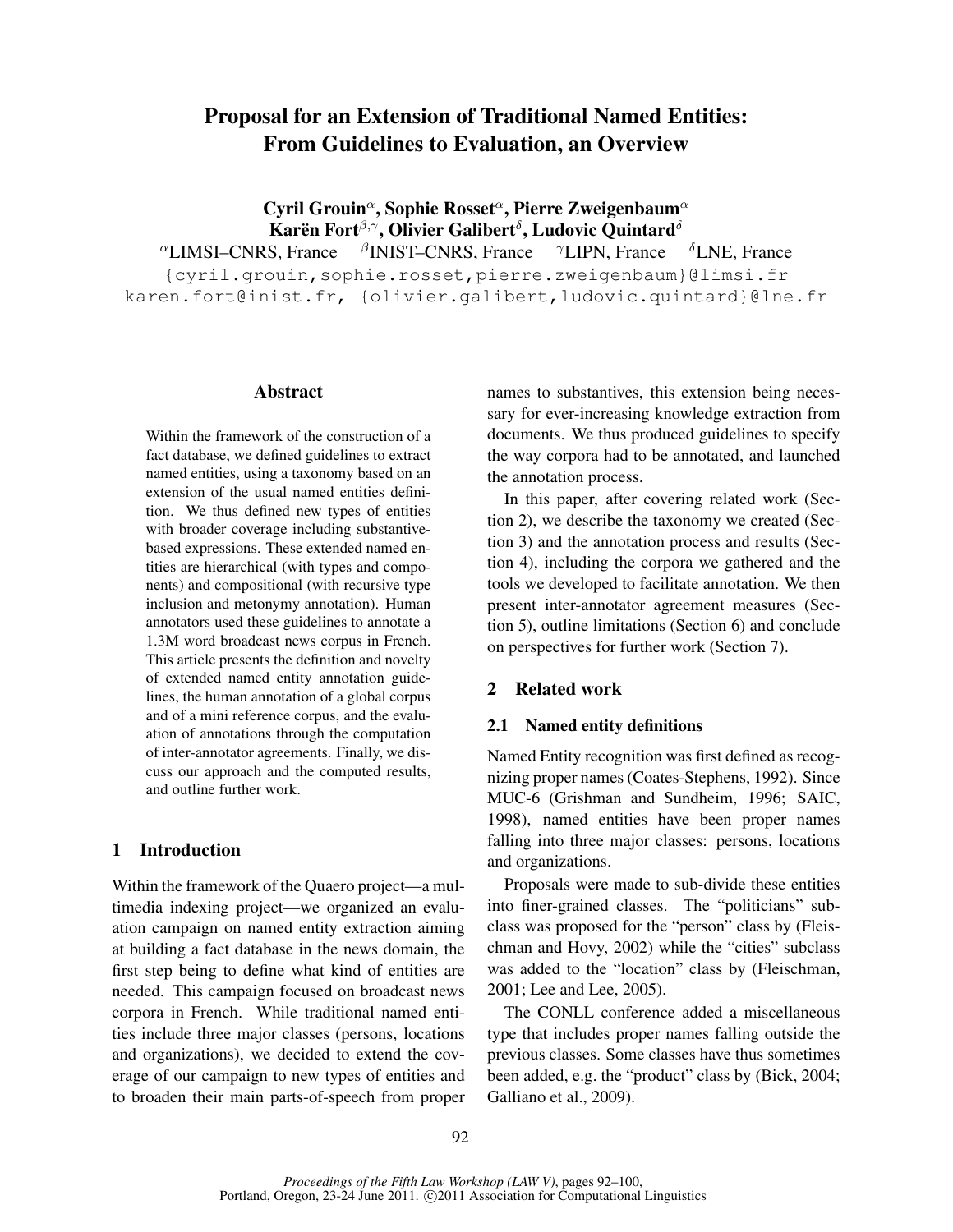# Proposal for an Extension of Traditional Named Entities: From Guidelines to Evaluation, an Overview

**Cyril Grouin[α], Sophie Rosset[α], Pierre Zweigenbaum[α]**
**Karën Fort[β,γ], Olivier Galibert[δ], Ludovic Quintard[δ]**

[α]LIMSI–CNRS, France [β]INIST–CNRS, France [γ]LIPN, France [δ]LNE, France

{cyril.grouin,sophie.rosset,pierre.zweigenbaum}@limsi.fr
karen.fort@inist.fr, {olivier.galibert,ludovic.quintard}@lne.fr

## Abstract

Within the framework of the construction of a fact database, we defined guidelines to extract named entities, using a taxonomy based on an extension of the usual named entities definition. We thus defined new types of entities with broader coverage including substantive-based expressions. These extended named entities are hierarchical (with types and components) and compositional (with recursive type inclusion and metonymy annotation). Human annotators used these guidelines to annotate a 1.3M word broadcast news corpus in French. This article presents the definition and novelty of extended named entity annotation guidelines, the human annotation of a global corpus and of a mini reference corpus, and the evaluation of annotations through the computation of inter-annotator agreements. Finally, we discuss our approach and the computed results, and outline further work.

## 1 Introduction

Within the framework of the Quaero project—a multimedia indexing project—we organized an evaluation campaign on named entity extraction aiming at building a fact database in the news domain, the first step being to define what kind of entities are needed. This campaign focused on broadcast news corpora in French. While traditional named entities include three major classes (persons, locations and organizations), we decided to extend the coverage of our campaign to new types of entities and to broaden their main parts-of-speech from proper names to substantives, this extension being necessary for ever-increasing knowledge extraction from documents. We thus produced guidelines to specify the way corpora had to be annotated, and launched the annotation process.

In this paper, after covering related work (Section 2), we describe the taxonomy we created (Section 3) and the annotation process and results (Section 4), including the corpora we gathered and the tools we developed to facilitate annotation. We then present inter-annotator agreement measures (Section 5), outline limitations (Section 6) and conclude on perspectives for further work (Section 7).

## 2 Related work

### 2.1 Named entity definitions

Named Entity recognition was first defined as recognizing proper names (Coates-Stephens, 1992). Since MUC-6 (Grishman and Sundheim, 1996; SAIC, 1998), named entities have been proper names falling into three major classes: persons, locations and organizations.

Proposals were made to sub-divide these entities into finer-grained classes. The "politicians" subclass was proposed for the "person" class by (Fleischman and Hovy, 2002) while the "cities" subclass was added to the "location" class by (Fleischman, 2001; Lee and Lee, 2005).

The CONLL conference added a miscellaneous type that includes proper names falling outside the previous classes. Some classes have thus sometimes been added, e.g. the "product" class by (Bick, 2004; Galliano et al., 2009).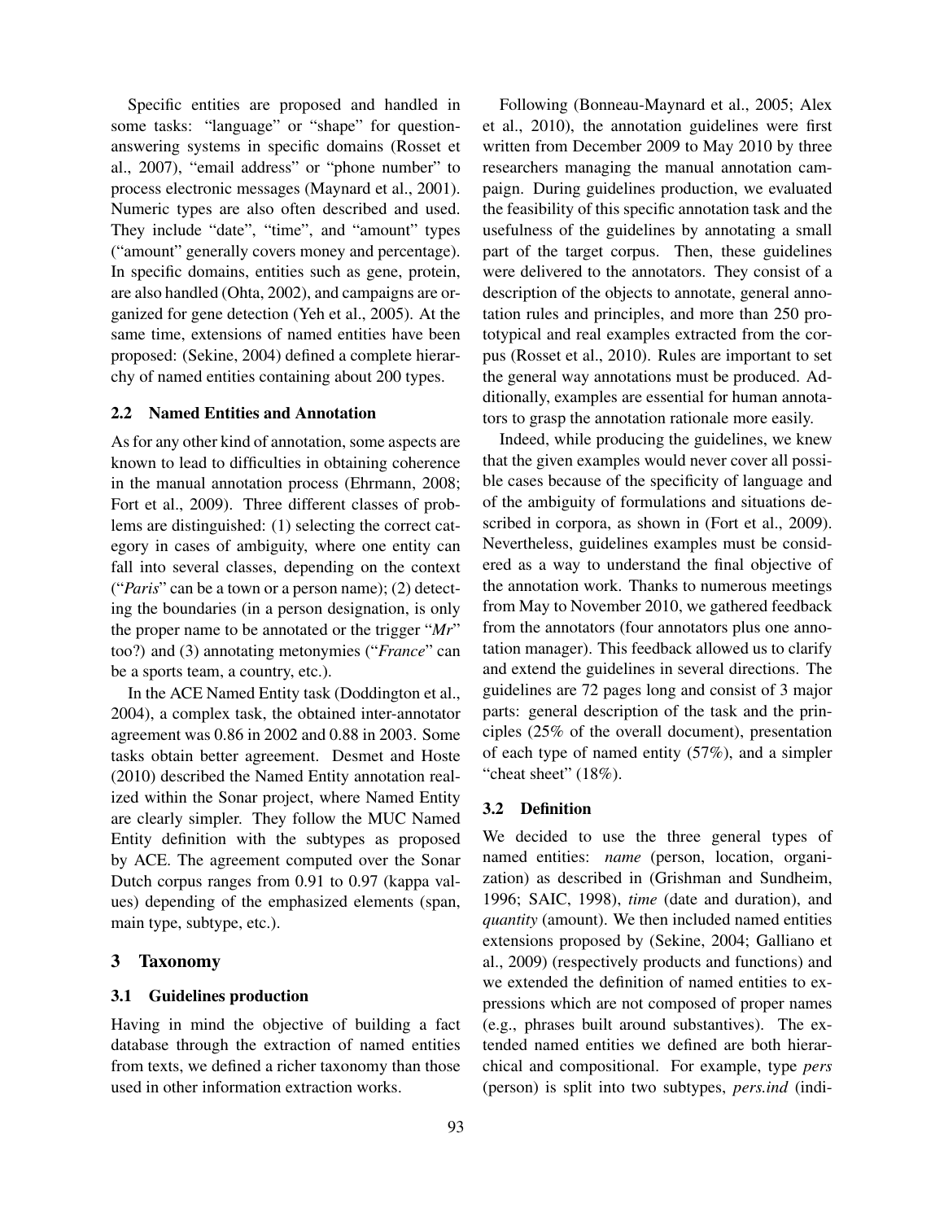Specific entities are proposed and handled in some tasks: "language" or "shape" for question-answering systems in specific domains (Rosset et al., 2007), "email address" or "phone number" to process electronic messages (Maynard et al., 2001). Numeric types are also often described and used. They include "date", "time", and "amount" types ("amount" generally covers money and percentage). In specific domains, entities such as gene, protein, are also handled (Ohta, 2002), and campaigns are organized for gene detection (Yeh et al., 2005). At the same time, extensions of named entities have been proposed: (Sekine, 2004) defined a complete hierarchy of named entities containing about 200 types.

### 2.2 Named Entities and Annotation

As for any other kind of annotation, some aspects are known to lead to difficulties in obtaining coherence in the manual annotation process (Ehrmann, 2008; Fort et al., 2009). Three different classes of problems are distinguished: (1) selecting the correct category in cases of ambiguity, where one entity can fall into several classes, depending on the context ("*Paris*" can be a town or a person name); (2) detecting the boundaries (in a person designation, is only the proper name to be annotated or the trigger "*Mr*" too?) and (3) annotating metonymies ("*France*" can be a sports team, a country, etc.).

In the ACE Named Entity task (Doddington et al., 2004), a complex task, the obtained inter-annotator agreement was 0.86 in 2002 and 0.88 in 2003. Some tasks obtain better agreement. Desmet and Hoste (2010) described the Named Entity annotation realized within the Sonar project, where Named Entity are clearly simpler. They follow the MUC Named Entity definition with the subtypes as proposed by ACE. The agreement computed over the Sonar Dutch corpus ranges from 0.91 to 0.97 (kappa values) depending of the emphasized elements (span, main type, subtype, etc.).

## 3 Taxonomy

### 3.1 Guidelines production

Having in mind the objective of building a fact database through the extraction of named entities from texts, we defined a richer taxonomy than those used in other information extraction works.

Following (Bonneau-Maynard et al., 2005; Alex et al., 2010), the annotation guidelines were first written from December 2009 to May 2010 by three researchers managing the manual annotation campaign. During guidelines production, we evaluated the feasibility of this specific annotation task and the usefulness of the guidelines by annotating a small part of the target corpus. Then, these guidelines were delivered to the annotators. They consist of a description of the objects to annotate, general annotation rules and principles, and more than 250 prototypical and real examples extracted from the corpus (Rosset et al., 2010). Rules are important to set the general way annotations must be produced. Additionally, examples are essential for human annotators to grasp the annotation rationale more easily.

Indeed, while producing the guidelines, we knew that the given examples would never cover all possible cases because of the specificity of language and of the ambiguity of formulations and situations described in corpora, as shown in (Fort et al., 2009). Nevertheless, guidelines examples must be considered as a way to understand the final objective of the annotation work. Thanks to numerous meetings from May to November 2010, we gathered feedback from the annotators (four annotators plus one annotation manager). This feedback allowed us to clarify and extend the guidelines in several directions. The guidelines are 72 pages long and consist of 3 major parts: general description of the task and the principles (25% of the overall document), presentation of each type of named entity (57%), and a simpler "cheat sheet" (18%).

### 3.2 Definition

We decided to use the three general types of named entities: *name* (person, location, organization) as described in (Grishman and Sundheim, 1996; SAIC, 1998), *time* (date and duration), and *quantity* (amount). We then included named entities extensions proposed by (Sekine, 2004; Galliano et al., 2009) (respectively products and functions) and we extended the definition of named entities to expressions which are not composed of proper names (e.g., phrases built around substantives). The extended named entities we defined are both hierarchical and compositional. For example, type *pers* (person) is split into two subtypes, *pers.ind* (indi-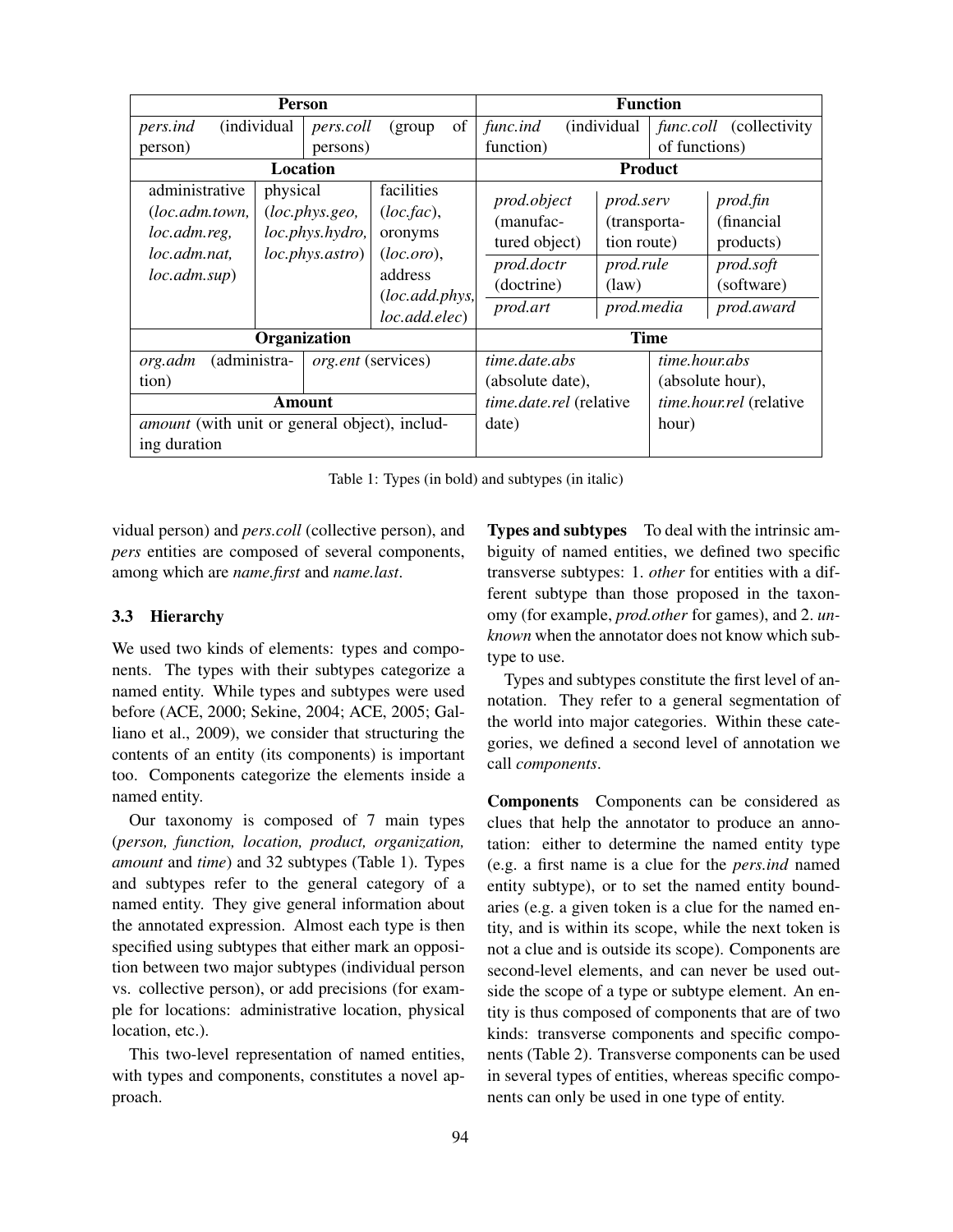| Person | | Function | |
|---|---|---|---|
| *pers.ind* (individual person) | *pers.coll* (group of persons) | *func.ind* (individual function) | *func.coll* (collectivity of functions) |

| Location | | | Product | | |
|---|---|---|---|---|---|
| administrative (*loc.adm.town, loc.adm.reg, loc.adm.nat, loc.adm.sup*) | physical (*loc.phys.geo, loc.phys.hydro, loc.phys.astro*) | facilities (*loc.fac*), oronyms (*loc.oro*), address (*loc.add.phys, loc.add.elec*) | *prod.object* (manufactured object) | *prod.serv* (transportation route) | *prod.fin* (financial products) |
| | | | *prod.doctr* (doctrine) | *prod.rule* (law) | *prod.soft* (software) |
| | | | *prod.art* | *prod.media* | *prod.award* |

| Organization | | Time | |
|---|---|---|---|
| *org.adm* (administration) | *org.ent* (services) | *time.date.abs* (absolute date), *time.date.rel* (relative date) | *time.hour.abs* (absolute hour), *time.hour.rel* (relative hour) |
| **Amount** | | | |
| *amount* (with unit or general object), including duration | | | |

Table 1: Types (in bold) and subtypes (in italic)

vidual person) and *pers.coll* (collective person), and *pers* entities are composed of several components, among which are *name.first* and *name.last*.

### 3.3 Hierarchy

We used two kinds of elements: types and components. The types with their subtypes categorize a named entity. While types and subtypes were used before (ACE, 2000; Sekine, 2004; ACE, 2005; Galliano et al., 2009), we consider that structuring the contents of an entity (its components) is important too. Components categorize the elements inside a named entity.

Our taxonomy is composed of 7 main types (*person, function, location, product, organization, amount* and *time*) and 32 subtypes (Table 1). Types and subtypes refer to the general category of a named entity. They give general information about the annotated expression. Almost each type is then specified using subtypes that either mark an opposition between two major subtypes (individual person vs. collective person), or add precisions (for example for locations: administrative location, physical location, etc.).

This two-level representation of named entities, with types and components, constitutes a novel approach.

**Types and subtypes** To deal with the intrinsic ambiguity of named entities, we defined two specific transverse subtypes: 1. *other* for entities with a different subtype than those proposed in the taxonomy (for example, *prod.other* for games), and 2. *unknown* when the annotator does not know which subtype to use.

Types and subtypes constitute the first level of annotation. They refer to a general segmentation of the world into major categories. Within these categories, we defined a second level of annotation we call *components*.

**Components** Components can be considered as clues that help the annotator to produce an annotation: either to determine the named entity type (e.g. a first name is a clue for the *pers.ind* named entity subtype), or to set the named entity boundaries (e.g. a given token is a clue for the named entity, and is within its scope, while the next token is not a clue and is outside its scope). Components are second-level elements, and can never be used outside the scope of a type or subtype element. An entity is thus composed of components that are of two kinds: transverse components and specific components (Table 2). Transverse components can be used in several types of entities, whereas specific components can only be used in one type of entity.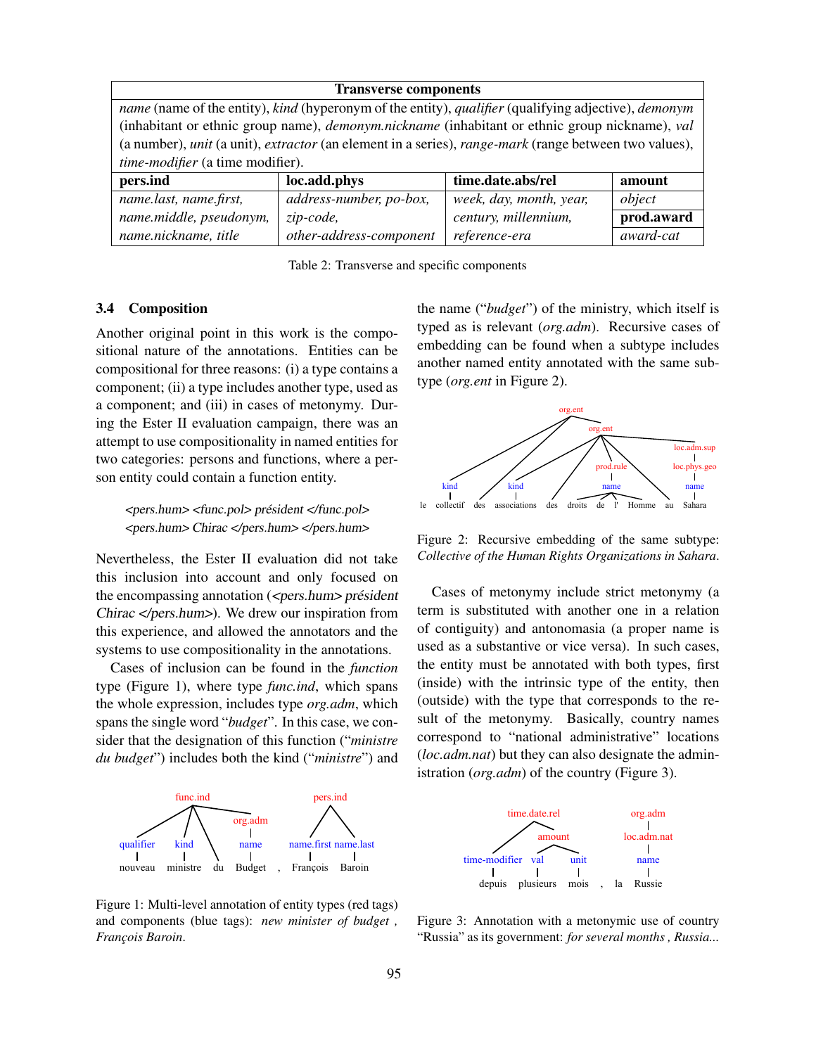| Transverse components | | | |
|---|---|---|---|
| *name* (name of the entity), *kind* (hyperonym of the entity), *qualifier* (qualifying adjective), *demonym* (inhabitant or ethnic group name), *demonym.nickname* (inhabitant or ethnic group nickname), *val* (a number), *unit* (a unit), *extractor* (an element in a series), *range-mark* (range between two values), *time-modifier* (a time modifier). | | | |
| **pers.ind** | **loc.add.phys** | **time.date.abs/rel** | **amount** |
| *name.last, name.first, name.middle, pseudonym, name.nickname, title* | *address-number, po-box, zip-code, other-address-component* | *week, day, month, year, century, millennium, reference-era* | *object* |
| | | | **prod.award** |
| | | | *award-cat* |

Table 2: Transverse and specific components

### 3.4 Composition

Another original point in this work is the compositional nature of the annotations. Entities can be compositional for three reasons: (i) a type contains a component; (ii) a type includes another type, used as a component; and (iii) in cases of metonymy. During the Ester II evaluation campaign, there was an attempt to use compositionality in named entities for two categories: persons and functions, where a person entity could contain a function entity.

> <pers.hum> <func.pol> président </func.pol> <pers.hum> Chirac </pers.hum> </pers.hum>

Nevertheless, the Ester II evaluation did not take this inclusion into account and only focused on the encompassing annotation (<pers.hum> président Chirac </pers.hum>). We drew our inspiration from this experience, and allowed the annotators and the systems to use compositionality in the annotations.

Cases of inclusion can be found in the *function* type (Figure 1), where type *func.ind*, which spans the whole expression, includes type *org.adm*, which spans the single word "*budget*". In this case, we consider that the designation of this function ("*ministre du budget*") includes both the kind ("*ministre*") and the name ("*budget*") of the ministry, which itself is typed as is relevant (*org.adm*). Recursive cases of embedding can be found when a subtype includes another named entity annotated with the same subtype (*org.ent* in Figure 2).

Figure 1: Multi-level annotation of entity types (red tags) and components (blue tags): *new minister of budget , François Baroin*.

Figure 2: Recursive embedding of the same subtype: *Collective of the Human Rights Organizations in Sahara*.

Cases of metonymy include strict metonymy (a term is substituted with another one in a relation of contiguity) and antonomasia (a proper name is used as a substantive or vice versa). In such cases, the entity must be annotated with both types, first (inside) with the intrinsic type of the entity, then (outside) with the type that corresponds to the result of the metonymy. Basically, country names correspond to "national administrative" locations (*loc.adm.nat*) but they can also designate the administration (*org.adm*) of the country (Figure 3).

Figure 3: Annotation with a metonymic use of country "Russia" as its government: *for several months , Russia...*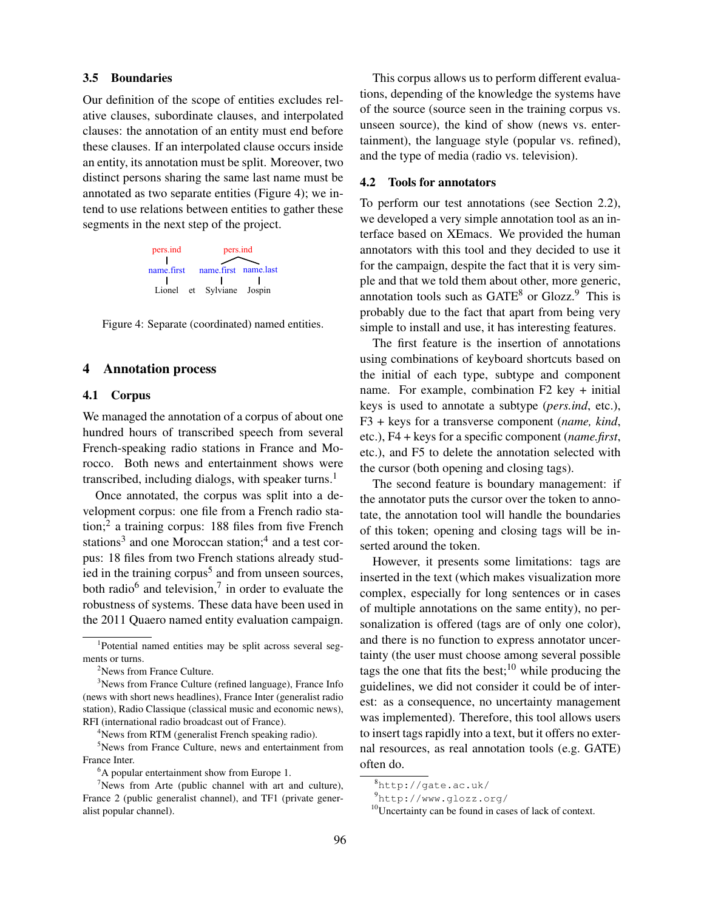### 3.5 Boundaries

Our definition of the scope of entities excludes relative clauses, subordinate clauses, and interpolated clauses: the annotation of an entity must end before these clauses. If an interpolated clause occurs inside an entity, its annotation must be split. Moreover, two distinct persons sharing the same last name must be annotated as two separate entities (Figure 4); we intend to use relations between entities to gather these segments in the next step of the project.

```
pers.ind               pers.ind
   |                  /        \
name.first      name.first   name.last
   |                 |            |
Lionel     et    Sylviane      Jospin
```

Figure 4: Separate (coordinated) named entities.

## 4 Annotation process

### 4.1 Corpus

We managed the annotation of a corpus of about one hundred hours of transcribed speech from several French-speaking radio stations in France and Morocco. Both news and entertainment shows were transcribed, including dialogs, with speaker turns.[1]

Once annotated, the corpus was split into a development corpus: one file from a French radio station;[2] a training corpus: 188 files from five French stations[3] and one Moroccan station;[4] and a test corpus: 18 files from two French stations already studied in the training corpus[5] and from unseen sources, both radio[6] and television,[7] in order to evaluate the robustness of systems. These data have been used in the 2011 Quaero named entity evaluation campaign.

This corpus allows us to perform different evaluations, depending of the knowledge the systems have of the source (source seen in the training corpus vs. unseen source), the kind of show (news vs. entertainment), the language style (popular vs. refined), and the type of media (radio vs. television).

### 4.2 Tools for annotators

To perform our test annotations (see Section 2.2), we developed a very simple annotation tool as an interface based on XEmacs. We provided the human annotators with this tool and they decided to use it for the campaign, despite the fact that it is very simple and that we told them about other, more generic, annotation tools such as GATE[8] or Glozz.[9] This is probably due to the fact that apart from being very simple to install and use, it has interesting features.

The first feature is the insertion of annotations using combinations of keyboard shortcuts based on the initial of each type, subtype and component name. For example, combination F2 key + initial keys is used to annotate a subtype (*pers.ind*, etc.), F3 + keys for a transverse component (*name*, *kind*, etc.), F4 + keys for a specific component (*name.first*, etc.), and F5 to delete the annotation selected with the cursor (both opening and closing tags).

The second feature is boundary management: if the annotator puts the cursor over the token to annotate, the annotation tool will handle the boundaries of this token; opening and closing tags will be inserted around the token.

However, it presents some limitations: tags are inserted in the text (which makes visualization more complex, especially for long sentences or in cases of multiple annotations on the same entity), no personalization is offered (tags are of only one color), and there is no function to express annotator uncertainty (the user must choose among several possible tags the one that fits the best;[10] while producing the guidelines, we did not consider it could be of interest: as a consequence, no uncertainty management was implemented). Therefore, this tool allows users to insert tags rapidly into a text, but it offers no external resources, as real annotation tools (e.g. GATE) often do.

[1] Potential named entities may be split across several segments or turns.

[2] News from France Culture.

[3] News from France Culture (refined language), France Info (news with short news headlines), France Inter (generalist radio station), Radio Classique (classical music and economic news), RFI (international radio broadcast out of France).

[4] News from RTM (generalist French speaking radio).

[5] News from France Culture, news and entertainment from France Inter.

[6] A popular entertainment show from Europe 1.

[7] News from Arte (public channel with art and culture), France 2 (public generalist channel), and TF1 (private generalist popular channel).

[8] http://gate.ac.uk/

[9] http://www.glozz.org/

[10] Uncertainty can be found in cases of lack of context.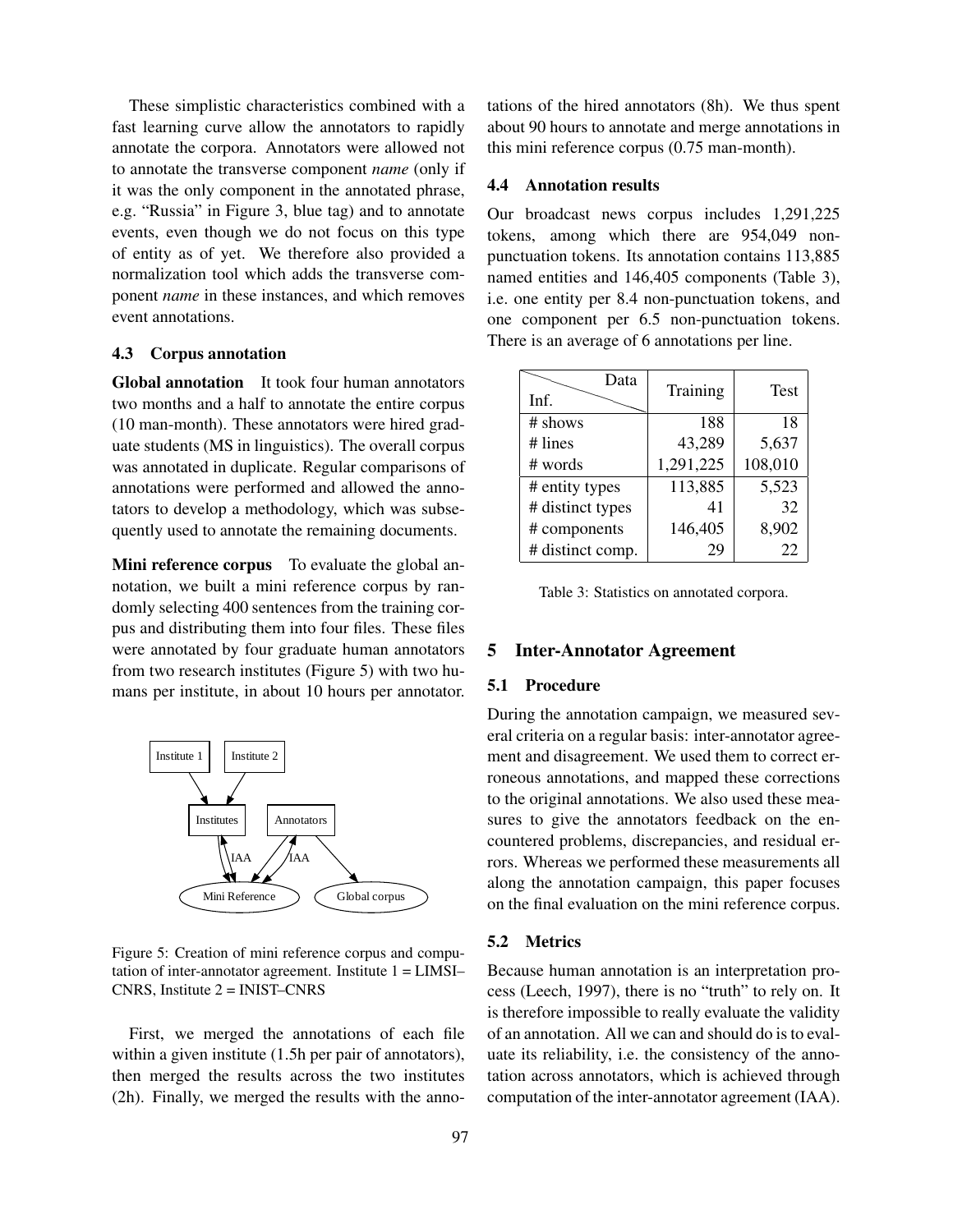These simplistic characteristics combined with a fast learning curve allow the annotators to rapidly annotate the corpora. Annotators were allowed not to annotate the transverse component *name* (only if it was the only component in the annotated phrase, e.g. "Russia" in Figure 3, blue tag) and to annotate events, even though we do not focus on this type of entity as of yet. We therefore also provided a normalization tool which adds the transverse component *name* in these instances, and which removes event annotations.

### 4.3 Corpus annotation

**Global annotation** It took four human annotators two months and a half to annotate the entire corpus (10 man-month). These annotators were hired graduate students (MS in linguistics). The overall corpus was annotated in duplicate. Regular comparisons of annotations were performed and allowed the annotators to develop a methodology, which was subsequently used to annotate the remaining documents.

**Mini reference corpus** To evaluate the global annotation, we built a mini reference corpus by randomly selecting 400 sentences from the training corpus and distributing them into four files. These files were annotated by four graduate human annotators from two research institutes (Figure 5) with two humans per institute, in about 10 hours per annotator.

Figure 5: Creation of mini reference corpus and computation of inter-annotator agreement. Institute 1 = LIMSI–CNRS, Institute 2 = INIST–CNRS

First, we merged the annotations of each file within a given institute (1.5h per pair of annotators), then merged the results across the two institutes (2h). Finally, we merged the results with the annotations of the hired annotators (8h). We thus spent about 90 hours to annotate and merge annotations in this mini reference corpus (0.75 man-month).

### 4.4 Annotation results

Our broadcast news corpus includes 1,291,225 tokens, among which there are 954,049 non-punctuation tokens. Its annotation contains 113,885 named entities and 146,405 components (Table 3), i.e. one entity per 8.4 non-punctuation tokens, and one component per 6.5 non-punctuation tokens. There is an average of 6 annotations per line.

| Inf. \ Data | Training | Test |
|---|---|---|
| # shows | 188 | 18 |
| # lines | 43,289 | 5,637 |
| # words | 1,291,225 | 108,010 |
| # entity types | 113,885 | 5,523 |
| # distinct types | 41 | 32 |
| # components | 146,405 | 8,902 |
| # distinct comp. | 29 | 22 |

Table 3: Statistics on annotated corpora.

## 5 Inter-Annotator Agreement

### 5.1 Procedure

During the annotation campaign, we measured several criteria on a regular basis: inter-annotator agreement and disagreement. We used them to correct erroneous annotations, and mapped these corrections to the original annotations. We also used these measures to give the annotators feedback on the encountered problems, discrepancies, and residual errors. Whereas we performed these measurements all along the annotation campaign, this paper focuses on the final evaluation on the mini reference corpus.

### 5.2 Metrics

Because human annotation is an interpretation process (Leech, 1997), there is no "truth" to rely on. It is therefore impossible to really evaluate the validity of an annotation. All we can and should do is to evaluate its reliability, i.e. the consistency of the annotation across annotators, which is achieved through computation of the inter-annotator agreement (IAA).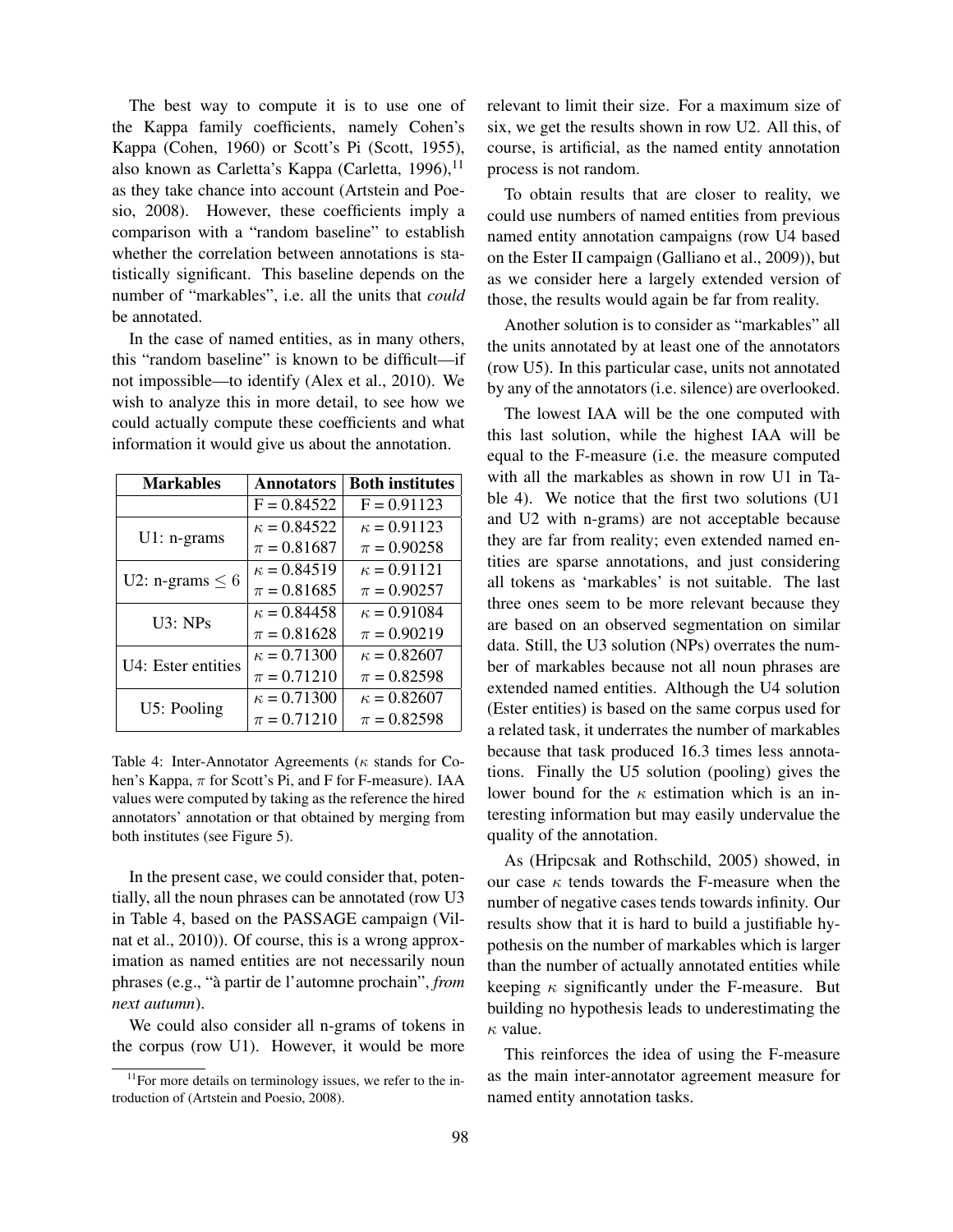The best way to compute it is to use one of the Kappa family coefficients, namely Cohen's Kappa (Cohen, 1960) or Scott's Pi (Scott, 1955), also known as Carletta's Kappa (Carletta, 1996),[11] as they take chance into account (Artstein and Poesio, 2008). However, these coefficients imply a comparison with a "random baseline" to establish whether the correlation between annotations is statistically significant. This baseline depends on the number of "markables", i.e. all the units that *could* be annotated.

In the case of named entities, as in many others, this "random baseline" is known to be difficult—if not impossible—to identify (Alex et al., 2010). We wish to analyze this in more detail, to see how we could actually compute these coefficients and what information it would give us about the annotation.

| Markables | Annotators | Both institutes |
|---|---|---|
| | F = 0.84522 | F = 0.91123 |
| U1: n-grams | $\kappa$ = 0.84522 | $\kappa$ = 0.91123 |
| | $\pi$ = 0.81687 | $\pi$ = 0.90258 |
| U2: n-grams $\leq 6$ | $\kappa$ = 0.84519 | $\kappa$ = 0.91121 |
| | $\pi$ = 0.81685 | $\pi$ = 0.90257 |
| U3: NPs | $\kappa$ = 0.84458 | $\kappa$ = 0.91084 |
| | $\pi$ = 0.81628 | $\pi$ = 0.90219 |
| U4: Ester entities | $\kappa$ = 0.71300 | $\kappa$ = 0.82607 |
| | $\pi$ = 0.71210 | $\pi$ = 0.82598 |
| U5: Pooling | $\kappa$ = 0.71300 | $\kappa$ = 0.82607 |
| | $\pi$ = 0.71210 | $\pi$ = 0.82598 |

Table 4: Inter-Annotator Agreements ($\kappa$ stands for Cohen's Kappa, $\pi$ for Scott's Pi, and F for F-measure). IAA values were computed by taking as the reference the hired annotators' annotation or that obtained by merging from both institutes (see Figure 5).

In the present case, we could consider that, potentially, all the noun phrases can be annotated (row U3 in Table 4, based on the PASSAGE campaign (Vilnat et al., 2010)). Of course, this is a wrong approximation as named entities are not necessarily noun phrases (e.g., "à partir de l'automne prochain", *from next autumn*).

We could also consider all n-grams of tokens in the corpus (row U1). However, it would be more relevant to limit their size. For a maximum size of six, we get the results shown in row U2. All this, of course, is artificial, as the named entity annotation process is not random.

To obtain results that are closer to reality, we could use numbers of named entities from previous named entity annotation campaigns (row U4 based on the Ester II campaign (Galliano et al., 2009)), but as we consider here a largely extended version of those, the results would again be far from reality.

Another solution is to consider as "markables" all the units annotated by at least one of the annotators (row U5). In this particular case, units not annotated by any of the annotators (i.e. silence) are overlooked.

The lowest IAA will be the one computed with this last solution, while the highest IAA will be equal to the F-measure (i.e. the measure computed with all the markables as shown in row U1 in Table 4). We notice that the first two solutions (U1 and U2 with n-grams) are not acceptable because they are far from reality; even extended named entities are sparse annotations, and just considering all tokens as 'markables' is not suitable. The last three ones seem to be more relevant because they are based on an observed segmentation on similar data. Still, the U3 solution (NPs) overrates the number of markables because not all noun phrases are extended named entities. Although the U4 solution (Ester entities) is based on the same corpus used for a related task, it underrates the number of markables because that task produced 16.3 times less annotations. Finally the U5 solution (pooling) gives the lower bound for the $\kappa$ estimation which is an interesting information but may easily undervalue the quality of the annotation.

As (Hripcsak and Rothschild, 2005) showed, in our case $\kappa$ tends towards the F-measure when the number of negative cases tends towards infinity. Our results show that it is hard to build a justifiable hypothesis on the number of markables which is larger than the number of actually annotated entities while keeping $\kappa$ significantly under the F-measure. But building no hypothesis leads to underestimating the $\kappa$ value.

This reinforces the idea of using the F-measure as the main inter-annotator agreement measure for named entity annotation tasks.

[11] For more details on terminology issues, we refer to the introduction of (Artstein and Poesio, 2008).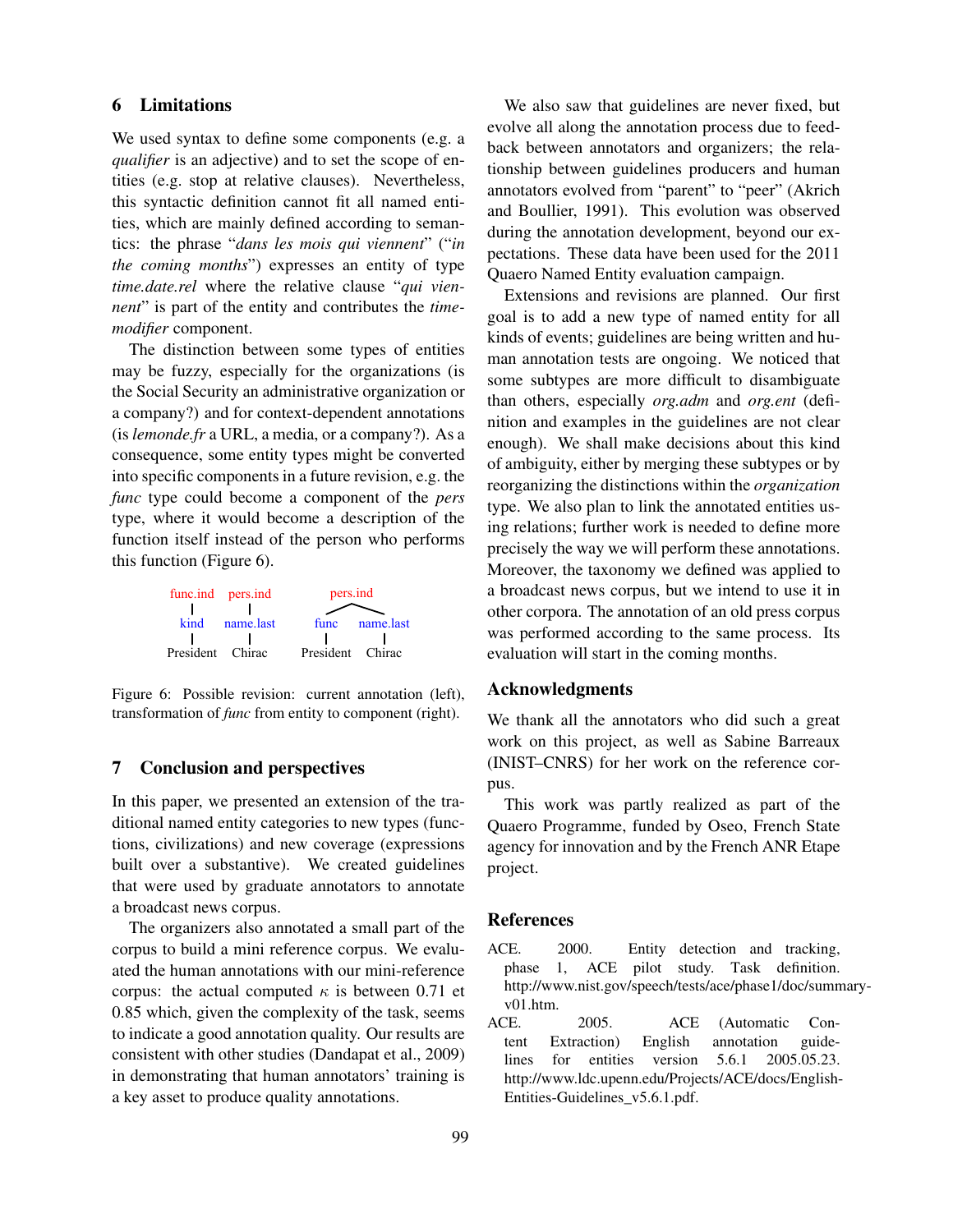## 6 Limitations

We used syntax to define some components (e.g. a *qualifier* is an adjective) and to set the scope of entities (e.g. stop at relative clauses). Nevertheless, this syntactic definition cannot fit all named entities, which are mainly defined according to semantics: the phrase "*dans les mois qui viennent*" ("*in the coming months*") expresses an entity of type *time.date.rel* where the relative clause "*qui viennent*" is part of the entity and contributes the *time-modifier* component.

The distinction between some types of entities may be fuzzy, especially for the organizations (is the Social Security an administrative organization or a company?) and for context-dependent annotations (is *lemonde.fr* a URL, a media, or a company?). As a consequence, some entity types might be converted into specific components in a future revision, e.g. the *func* type could become a component of the *pers* type, where it would become a description of the function itself instead of the person who performs this function (Figure 6).

```
func.ind    pers.ind           pers.ind
   |           |               /      \
  kind     name.last        func    name.last
   |           |              |         |
President    Chirac       President   Chirac
```

Figure 6: Possible revision: current annotation (left), transformation of *func* from entity to component (right).

## 7 Conclusion and perspectives

In this paper, we presented an extension of the traditional named entity categories to new types (functions, civilizations) and new coverage (expressions built over a substantive). We created guidelines that were used by graduate annotators to annotate a broadcast news corpus.

The organizers also annotated a small part of the corpus to build a mini reference corpus. We evaluated the human annotations with our mini-reference corpus: the actual computed $\kappa$ is between 0.71 et 0.85 which, given the complexity of the task, seems to indicate a good annotation quality. Our results are consistent with other studies (Dandapat et al., 2009) in demonstrating that human annotators' training is a key asset to produce quality annotations.

We also saw that guidelines are never fixed, but evolve all along the annotation process due to feedback between annotators and organizers; the relationship between guidelines producers and human annotators evolved from "parent" to "peer" (Akrich and Boullier, 1991). This evolution was observed during the annotation development, beyond our expectations. These data have been used for the 2011 Quaero Named Entity evaluation campaign.

Extensions and revisions are planned. Our first goal is to add a new type of named entity for all kinds of events; guidelines are being written and human annotation tests are ongoing. We noticed that some subtypes are more difficult to disambiguate than others, especially *org.adm* and *org.ent* (definition and examples in the guidelines are not clear enough). We shall make decisions about this kind of ambiguity, either by merging these subtypes or by reorganizing the distinctions within the *organization* type. We also plan to link the annotated entities using relations; further work is needed to define more precisely the way we will perform these annotations. Moreover, the taxonomy we defined was applied to a broadcast news corpus, but we intend to use it in other corpora. The annotation of an old press corpus was performed according to the same process. Its evaluation will start in the coming months.

## Acknowledgments

We thank all the annotators who did such a great work on this project, as well as Sabine Barreaux (INIST–CNRS) for her work on the reference corpus.

This work was partly realized as part of the Quaero Programme, funded by Oseo, French State agency for innovation and by the French ANR Etape project.

## References

ACE. 2000. Entity detection and tracking, phase 1, ACE pilot study. Task definition. http://www.nist.gov/speech/tests/ace/phase1/doc/summary-v01.htm.

ACE. 2005. ACE (Automatic Content Extraction) English annotation guidelines for entities version 5.6.1 2005.05.23. http://www.ldc.upenn.edu/Projects/ACE/docs/English-Entities-Guidelines_v5.6.1.pdf.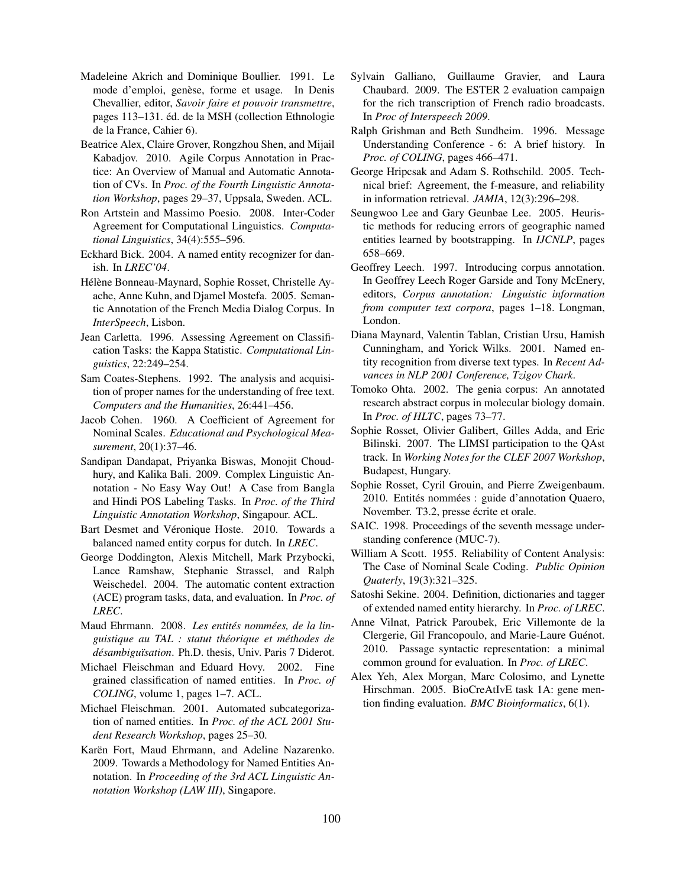Madeleine Akrich and Dominique Boullier. 1991. Le mode d'emploi, genèse, forme et usage. In Denis Chevallier, editor, *Savoir faire et pouvoir transmettre*, pages 113–131. éd. de la MSH (collection Ethnologie de la France, Cahier 6).

Beatrice Alex, Claire Grover, Rongzhou Shen, and Mijail Kabadjov. 2010. Agile Corpus Annotation in Practice: An Overview of Manual and Automatic Annotation of CVs. In *Proc. of the Fourth Linguistic Annotation Workshop*, pages 29–37, Uppsala, Sweden. ACL.

Ron Artstein and Massimo Poesio. 2008. Inter-Coder Agreement for Computational Linguistics. *Computational Linguistics*, 34(4):555–596.

Eckhard Bick. 2004. A named entity recognizer for danish. In *LREC'04*.

Hélène Bonneau-Maynard, Sophie Rosset, Christelle Ayache, Anne Kuhn, and Djamel Mostefa. 2005. Semantic Annotation of the French Media Dialog Corpus. In *InterSpeech*, Lisbon.

Jean Carletta. 1996. Assessing Agreement on Classification Tasks: the Kappa Statistic. *Computational Linguistics*, 22:249–254.

Sam Coates-Stephens. 1992. The analysis and acquisition of proper names for the understanding of free text. *Computers and the Humanities*, 26:441–456.

Jacob Cohen. 1960. A Coefficient of Agreement for Nominal Scales. *Educational and Psychological Measurement*, 20(1):37–46.

Sandipan Dandapat, Priyanka Biswas, Monojit Choudhury, and Kalika Bali. 2009. Complex Linguistic Annotation - No Easy Way Out! A Case from Bangla and Hindi POS Labeling Tasks. In *Proc. of the Third Linguistic Annotation Workshop*, Singapour. ACL.

Bart Desmet and Véronique Hoste. 2010. Towards a balanced named entity corpus for dutch. In *LREC*.

George Doddington, Alexis Mitchell, Mark Przybocki, Lance Ramshaw, Stephanie Strassel, and Ralph Weischedel. 2004. The automatic content extraction (ACE) program tasks, data, and evaluation. In *Proc. of LREC*.

Maud Ehrmann. 2008. *Les entités nommées, de la linguistique au TAL : statut théorique et méthodes de désambiguïsation*. Ph.D. thesis, Univ. Paris 7 Diderot.

Michael Fleischman and Eduard Hovy. 2002. Fine grained classification of named entities. In *Proc. of COLING*, volume 1, pages 1–7. ACL.

Michael Fleischman. 2001. Automated subcategorization of named entities. In *Proc. of the ACL 2001 Student Research Workshop*, pages 25–30.

Karën Fort, Maud Ehrmann, and Adeline Nazarenko. 2009. Towards a Methodology for Named Entities Annotation. In *Proceeding of the 3rd ACL Linguistic Annotation Workshop (LAW III)*, Singapore.

Sylvain Galliano, Guillaume Gravier, and Laura Chaubard. 2009. The ESTER 2 evaluation campaign for the rich transcription of French radio broadcasts. In *Proc of Interspeech 2009*.

Ralph Grishman and Beth Sundheim. 1996. Message Understanding Conference - 6: A brief history. In *Proc. of COLING*, pages 466–471.

George Hripcsak and Adam S. Rothschild. 2005. Technical brief: Agreement, the f-measure, and reliability in information retrieval. *JAMIA*, 12(3):296–298.

Seungwoo Lee and Gary Geunbae Lee. 2005. Heuristic methods for reducing errors of geographic named entities learned by bootstrapping. In *IJCNLP*, pages 658–669.

Geoffrey Leech. 1997. Introducing corpus annotation. In Geoffrey Leech Roger Garside and Tony McEnery, editors, *Corpus annotation: Linguistic information from computer text corpora*, pages 1–18. Longman, London.

Diana Maynard, Valentin Tablan, Cristian Ursu, Hamish Cunningham, and Yorick Wilks. 2001. Named entity recognition from diverse text types. In *Recent Advances in NLP 2001 Conference, Tzigov Chark*.

Tomoko Ohta. 2002. The genia corpus: An annotated research abstract corpus in molecular biology domain. In *Proc. of HLTC*, pages 73–77.

Sophie Rosset, Olivier Galibert, Gilles Adda, and Eric Bilinski. 2007. The LIMSI participation to the QAst track. In *Working Notes for the CLEF 2007 Workshop*, Budapest, Hungary.

Sophie Rosset, Cyril Grouin, and Pierre Zweigenbaum. 2010. Entités nommées : guide d'annotation Quaero, November. T3.2, presse écrite et orale.

SAIC. 1998. Proceedings of the seventh message understanding conference (MUC-7).

William A Scott. 1955. Reliability of Content Analysis: The Case of Nominal Scale Coding. *Public Opinion Quaterly*, 19(3):321–325.

Satoshi Sekine. 2004. Definition, dictionaries and tagger of extended named entity hierarchy. In *Proc. of LREC*.

Anne Vilnat, Patrick Paroubek, Eric Villemonte de la Clergerie, Gil Francopoulo, and Marie-Laure Guénot. 2010. Passage syntactic representation: a minimal common ground for evaluation. In *Proc. of LREC*.

Alex Yeh, Alex Morgan, Marc Colosimo, and Lynette Hirschman. 2005. BioCreAtIvE task 1A: gene mention finding evaluation. *BMC Bioinformatics*, 6(1).